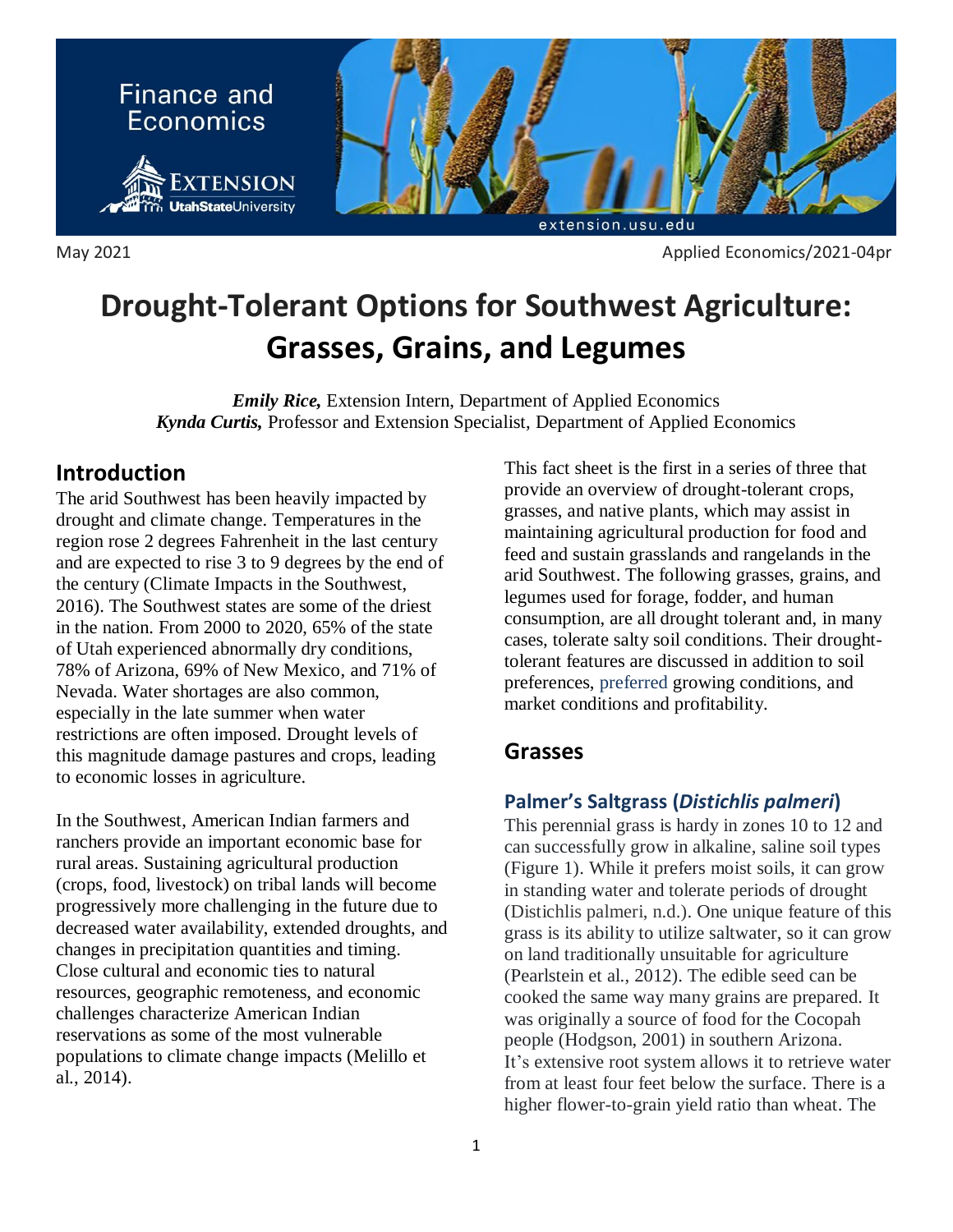Finance and Economics

May 2021 Applied Economics/2021-04pr

# Drought-Tolerant Options for Southwest Agriculture: Grasses, Grains, and Legumes

***Emily Rice,*** Extension Intern, Department of Applied Economics
***Kynda Curtis,*** Professor and Extension Specialist, Department of Applied Economics

## Introduction

The arid Southwest has been heavily impacted by drought and climate change. Temperatures in the region rose 2 degrees Fahrenheit in the last century and are expected to rise 3 to 9 degrees by the end of the century (Climate Impacts in the Southwest, 2016). The Southwest states are some of the driest in the nation. From 2000 to 2020, 65% of the state of Utah experienced abnormally dry conditions, 78% of Arizona, 69% of New Mexico, and 71% of Nevada. Water shortages are also common, especially in the late summer when water restrictions are often imposed. Drought levels of this magnitude damage pastures and crops, leading to economic losses in agriculture.

In the Southwest, American Indian farmers and ranchers provide an important economic base for rural areas. Sustaining agricultural production (crops, food, livestock) on tribal lands will become progressively more challenging in the future due to decreased water availability, extended droughts, and changes in precipitation quantities and timing. Close cultural and economic ties to natural resources, geographic remoteness, and economic challenges characterize American Indian reservations as some of the most vulnerable populations to climate change impacts (Melillo et al., 2014).

This fact sheet is the first in a series of three that provide an overview of drought-tolerant crops, grasses, and native plants, which may assist in maintaining agricultural production for food and feed and sustain grasslands and rangelands in the arid Southwest. The following grasses, grains, and legumes used for forage, fodder, and human consumption, are all drought tolerant and, in many cases, tolerate salty soil conditions. Their drought-tolerant features are discussed in addition to soil preferences, preferred growing conditions, and market conditions and profitability.

## Grasses

### Palmer's Saltgrass (*Distichlis palmeri*)

This perennial grass is hardy in zones 10 to 12 and can successfully grow in alkaline, saline soil types (Figure 1). While it prefers moist soils, it can grow in standing water and tolerate periods of drought (Distichlis palmeri, n.d.). One unique feature of this grass is its ability to utilize saltwater, so it can grow on land traditionally unsuitable for agriculture (Pearlstein et al., 2012). The edible seed can be cooked the same way many grains are prepared. It was originally a source of food for the Cocopah people (Hodgson, 2001) in southern Arizona. It's extensive root system allows it to retrieve water from at least four feet below the surface. There is a higher flower-to-grain yield ratio than wheat. The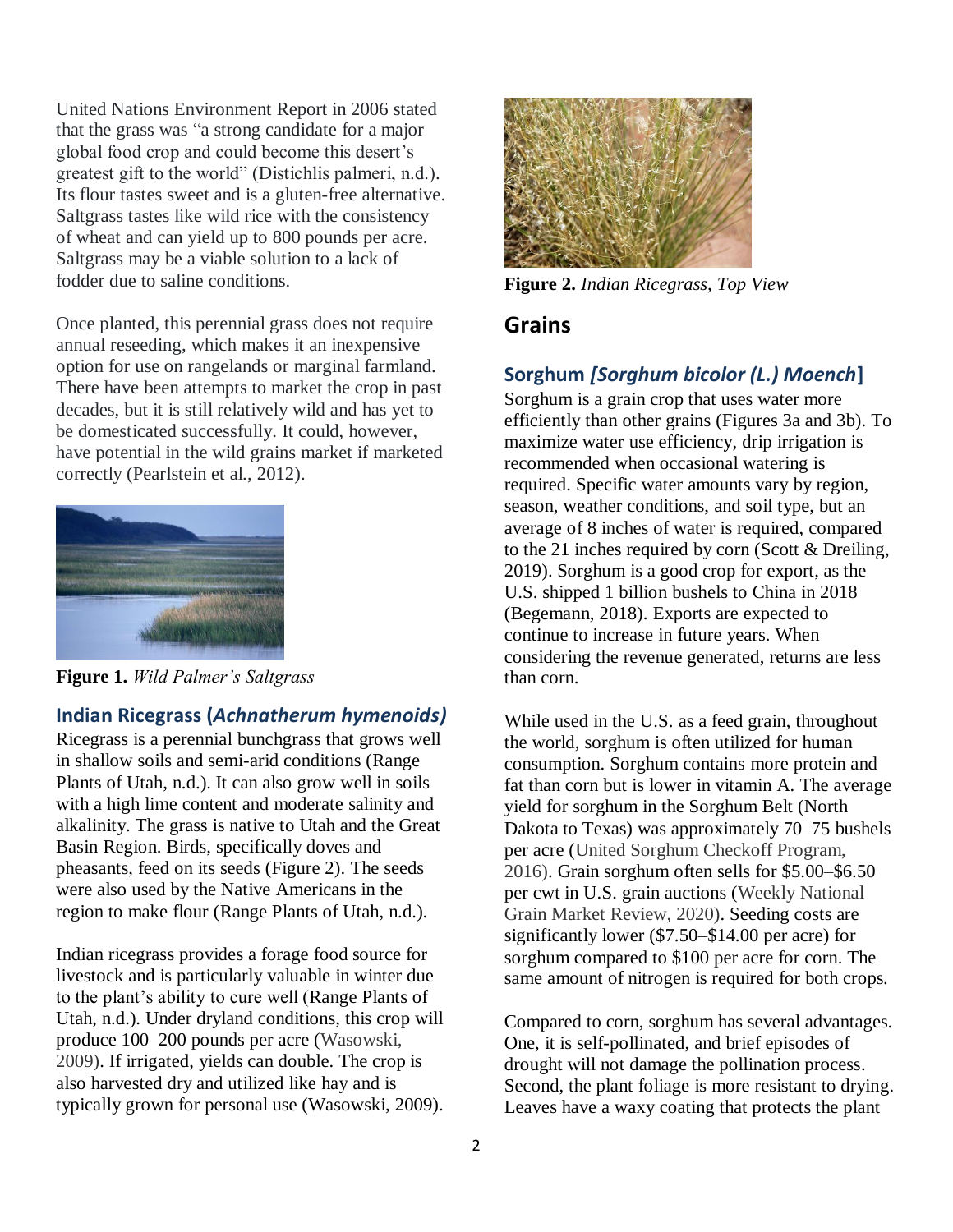United Nations Environment Report in 2006 stated that the grass was "a strong candidate for a major global food crop and could become this desert's greatest gift to the world" (Distichlis palmeri, n.d.). Its flour tastes sweet and is a gluten-free alternative. Saltgrass tastes like wild rice with the consistency of wheat and can yield up to 800 pounds per acre. Saltgrass may be a viable solution to a lack of fodder due to saline conditions.

Once planted, this perennial grass does not require annual reseeding, which makes it an inexpensive option for use on rangelands or marginal farmland. There have been attempts to market the crop in past decades, but it is still relatively wild and has yet to be domesticated successfully. It could, however, have potential in the wild grains market if marketed correctly (Pearlstein et al., 2012).

**Figure 1.** *Wild Palmer's Saltgrass*

### Indian Ricegrass (*Achnatherum hymenoids)*

Ricegrass is a perennial bunchgrass that grows well in shallow soils and semi-arid conditions (Range Plants of Utah, n.d.). It can also grow well in soils with a high lime content and moderate salinity and alkalinity. The grass is native to Utah and the Great Basin Region. Birds, specifically doves and pheasants, feed on its seeds (Figure 2). The seeds were also used by the Native Americans in the region to make flour (Range Plants of Utah, n.d.).

Indian ricegrass provides a forage food source for livestock and is particularly valuable in winter due to the plant's ability to cure well (Range Plants of Utah, n.d.). Under dryland conditions, this crop will produce 100–200 pounds per acre (Wasowski, 2009). If irrigated, yields can double. The crop is also harvested dry and utilized like hay and is typically grown for personal use (Wasowski, 2009).

**Figure 2.** *Indian Ricegrass, Top View*

## Grains

### Sorghum *[Sorghum bicolor (L.) Moench*]

Sorghum is a grain crop that uses water more efficiently than other grains (Figures 3a and 3b). To maximize water use efficiency, drip irrigation is recommended when occasional watering is required. Specific water amounts vary by region, season, weather conditions, and soil type, but an average of 8 inches of water is required, compared to the 21 inches required by corn (Scott & Dreiling, 2019). Sorghum is a good crop for export, as the U.S. shipped 1 billion bushels to China in 2018 (Begemann, 2018). Exports are expected to continue to increase in future years. When considering the revenue generated, returns are less than corn.

While used in the U.S. as a feed grain, throughout the world, sorghum is often utilized for human consumption. Sorghum contains more protein and fat than corn but is lower in vitamin A. The average yield for sorghum in the Sorghum Belt (North Dakota to Texas) was approximately 70–75 bushels per acre (United Sorghum Checkoff Program, 2016). Grain sorghum often sells for $5.00–$6.50 per cwt in U.S. grain auctions (Weekly National Grain Market Review, 2020). Seeding costs are significantly lower ($7.50–$14.00 per acre) for sorghum compared to $100 per acre for corn. The same amount of nitrogen is required for both crops.

Compared to corn, sorghum has several advantages. One, it is self-pollinated, and brief episodes of drought will not damage the pollination process. Second, the plant foliage is more resistant to drying. Leaves have a waxy coating that protects the plant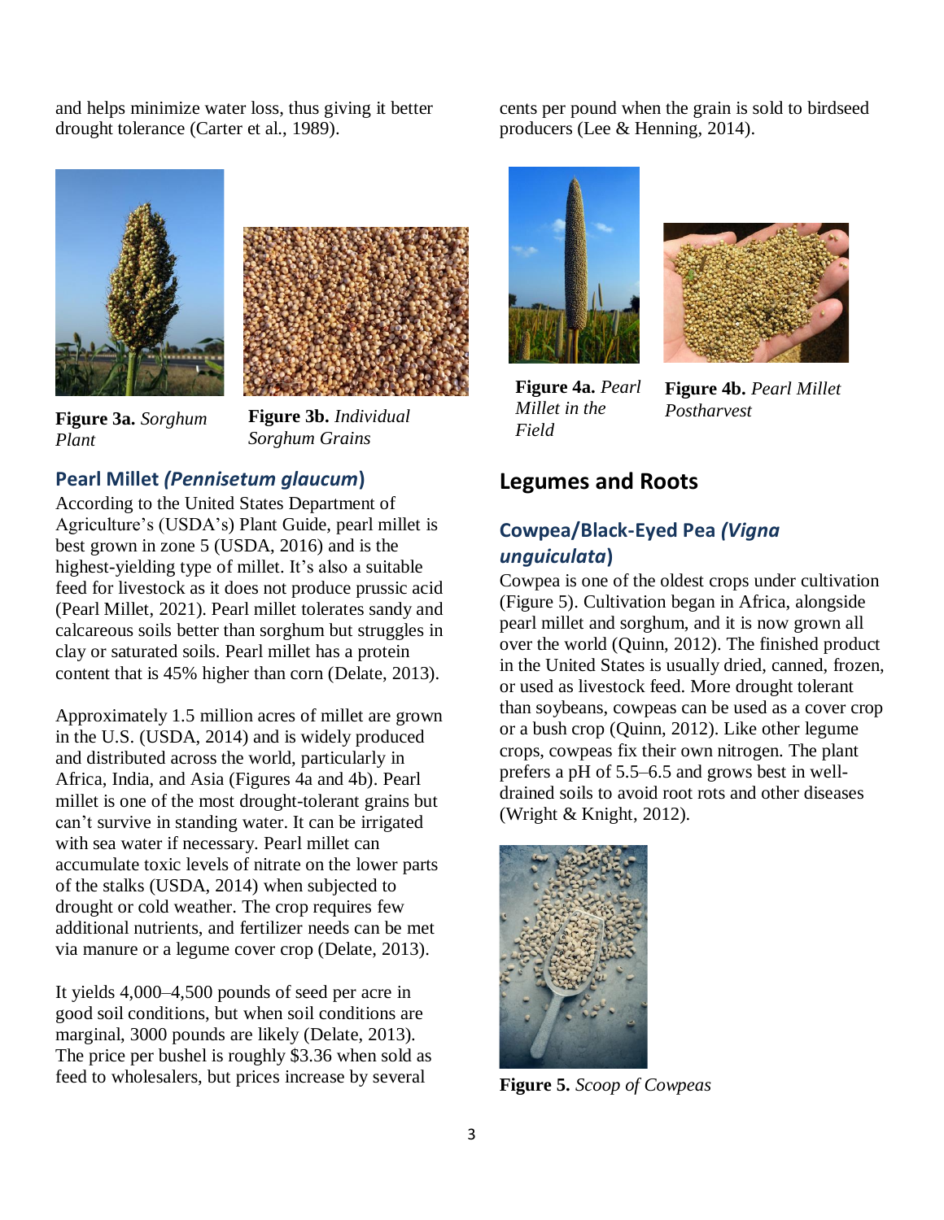and helps minimize water loss, thus giving it better drought tolerance (Carter et al., 1989).

**Figure 3a.** *Sorghum Plant*

**Figure 3b.** *Individual Sorghum Grains*

### Pearl Millet *(Pennisetum glaucum)*

According to the United States Department of Agriculture's (USDA's) Plant Guide, pearl millet is best grown in zone 5 (USDA, 2016) and is the highest-yielding type of millet. It's also a suitable feed for livestock as it does not produce prussic acid (Pearl Millet, 2021). Pearl millet tolerates sandy and calcareous soils better than sorghum but struggles in clay or saturated soils. Pearl millet has a protein content that is 45% higher than corn (Delate, 2013).

Approximately 1.5 million acres of millet are grown in the U.S. (USDA, 2014) and is widely produced and distributed across the world, particularly in Africa, India, and Asia (Figures 4a and 4b). Pearl millet is one of the most drought-tolerant grains but can't survive in standing water. It can be irrigated with sea water if necessary. Pearl millet can accumulate toxic levels of nitrate on the lower parts of the stalks (USDA, 2014) when subjected to drought or cold weather. The crop requires few additional nutrients, and fertilizer needs can be met via manure or a legume cover crop (Delate, 2013).

It yields 4,000–4,500 pounds of seed per acre in good soil conditions, but when soil conditions are marginal, 3000 pounds are likely (Delate, 2013). The price per bushel is roughly $3.36 when sold as feed to wholesalers, but prices increase by several cents per pound when the grain is sold to birdseed producers (Lee & Henning, 2014).

**Figure 4a.** *Pearl Millet in the Field*

**Figure 4b.** *Pearl Millet Postharvest*

## Legumes and Roots

### Cowpea/Black-Eyed Pea *(Vigna unguiculata)*

Cowpea is one of the oldest crops under cultivation (Figure 5). Cultivation began in Africa, alongside pearl millet and sorghum, and it is now grown all over the world (Quinn, 2012). The finished product in the United States is usually dried, canned, frozen, or used as livestock feed. More drought tolerant than soybeans, cowpeas can be used as a cover crop or a bush crop (Quinn, 2012). Like other legume crops, cowpeas fix their own nitrogen. The plant prefers a pH of 5.5–6.5 and grows best in well-drained soils to avoid root rots and other diseases (Wright & Knight, 2012).

**Figure 5.** *Scoop of Cowpeas*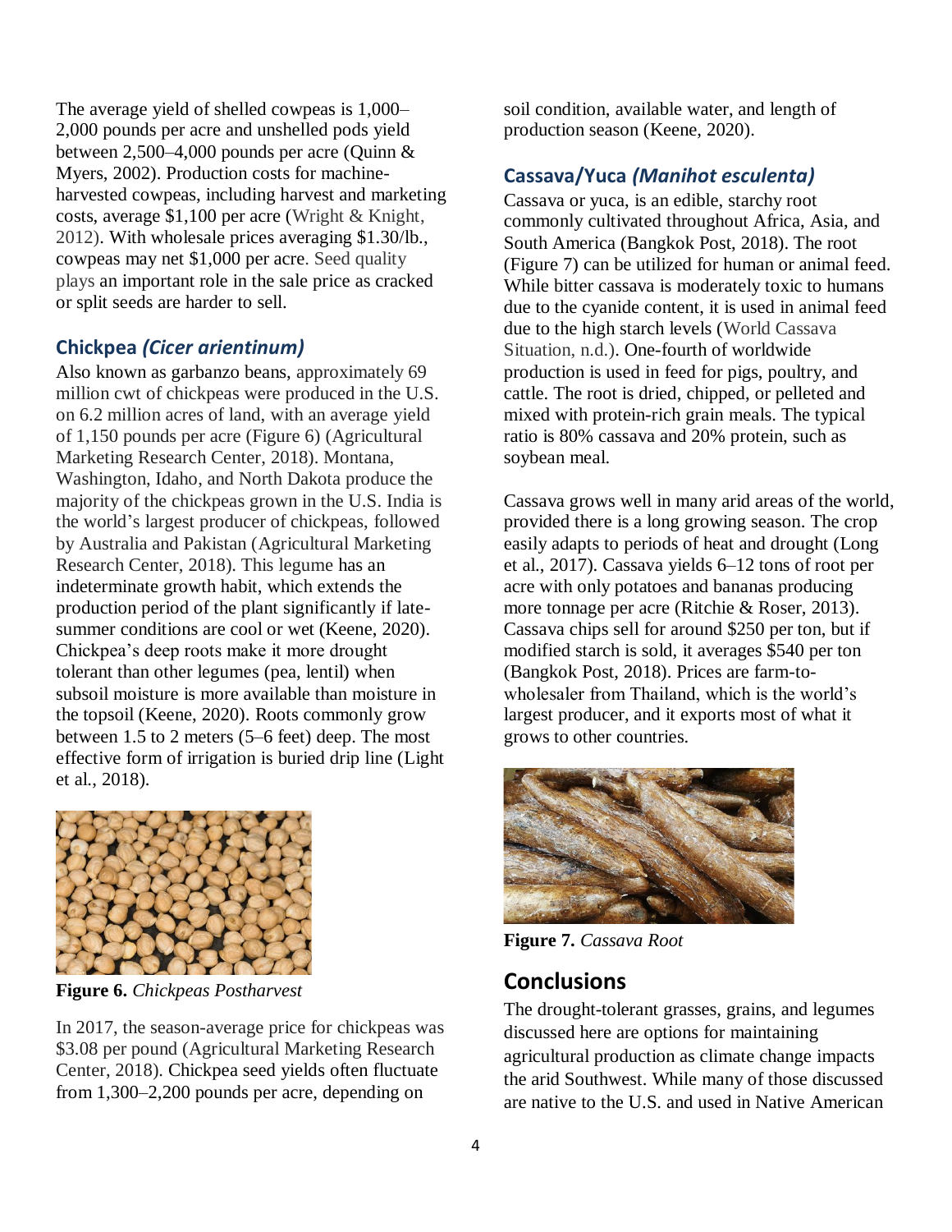The average yield of shelled cowpeas is 1,000–2,000 pounds per acre and unshelled pods yield between 2,500–4,000 pounds per acre (Quinn & Myers, 2002). Production costs for machine-harvested cowpeas, including harvest and marketing costs, average $1,100 per acre (Wright & Knight, 2012). With wholesale prices averaging $1.30/lb., cowpeas may net $1,000 per acre. Seed quality plays an important role in the sale price as cracked or split seeds are harder to sell.

### Chickpea *(Cicer arientinum)*

Also known as garbanzo beans, approximately 69 million cwt of chickpeas were produced in the U.S. on 6.2 million acres of land, with an average yield of 1,150 pounds per acre (Figure 6) (Agricultural Marketing Research Center, 2018). Montana, Washington, Idaho, and North Dakota produce the majority of the chickpeas grown in the U.S. India is the world's largest producer of chickpeas, followed by Australia and Pakistan (Agricultural Marketing Research Center, 2018). This legume has an indeterminate growth habit, which extends the production period of the plant significantly if late-summer conditions are cool or wet (Keene, 2020). Chickpea's deep roots make it more drought tolerant than other legumes (pea, lentil) when subsoil moisture is more available than moisture in the topsoil (Keene, 2020). Roots commonly grow between 1.5 to 2 meters (5–6 feet) deep. The most effective form of irrigation is buried drip line (Light et al., 2018).

**Figure 6.** *Chickpeas Postharvest*

In 2017, the season-average price for chickpeas was $3.08 per pound (Agricultural Marketing Research Center, 2018). Chickpea seed yields often fluctuate from 1,300–2,200 pounds per acre, depending on soil condition, available water, and length of production season (Keene, 2020).

### Cassava/Yuca *(Manihot esculenta)*

Cassava or yuca, is an edible, starchy root commonly cultivated throughout Africa, Asia, and South America (Bangkok Post, 2018). The root (Figure 7) can be utilized for human or animal feed. While bitter cassava is moderately toxic to humans due to the cyanide content, it is used in animal feed due to the high starch levels (World Cassava Situation, n.d.). One-fourth of worldwide production is used in feed for pigs, poultry, and cattle. The root is dried, chipped, or pelleted and mixed with protein-rich grain meals. The typical ratio is 80% cassava and 20% protein, such as soybean meal.

Cassava grows well in many arid areas of the world, provided there is a long growing season. The crop easily adapts to periods of heat and drought (Long et al., 2017). Cassava yields 6–12 tons of root per acre with only potatoes and bananas producing more tonnage per acre (Ritchie & Roser, 2013). Cassava chips sell for around $250 per ton, but if modified starch is sold, it averages $540 per ton (Bangkok Post, 2018). Prices are farm-to-wholesaler from Thailand, which is the world's largest producer, and it exports most of what it grows to other countries.

**Figure 7.** *Cassava Root*

## Conclusions

The drought-tolerant grasses, grains, and legumes discussed here are options for maintaining agricultural production as climate change impacts the arid Southwest. While many of those discussed are native to the U.S. and used in Native American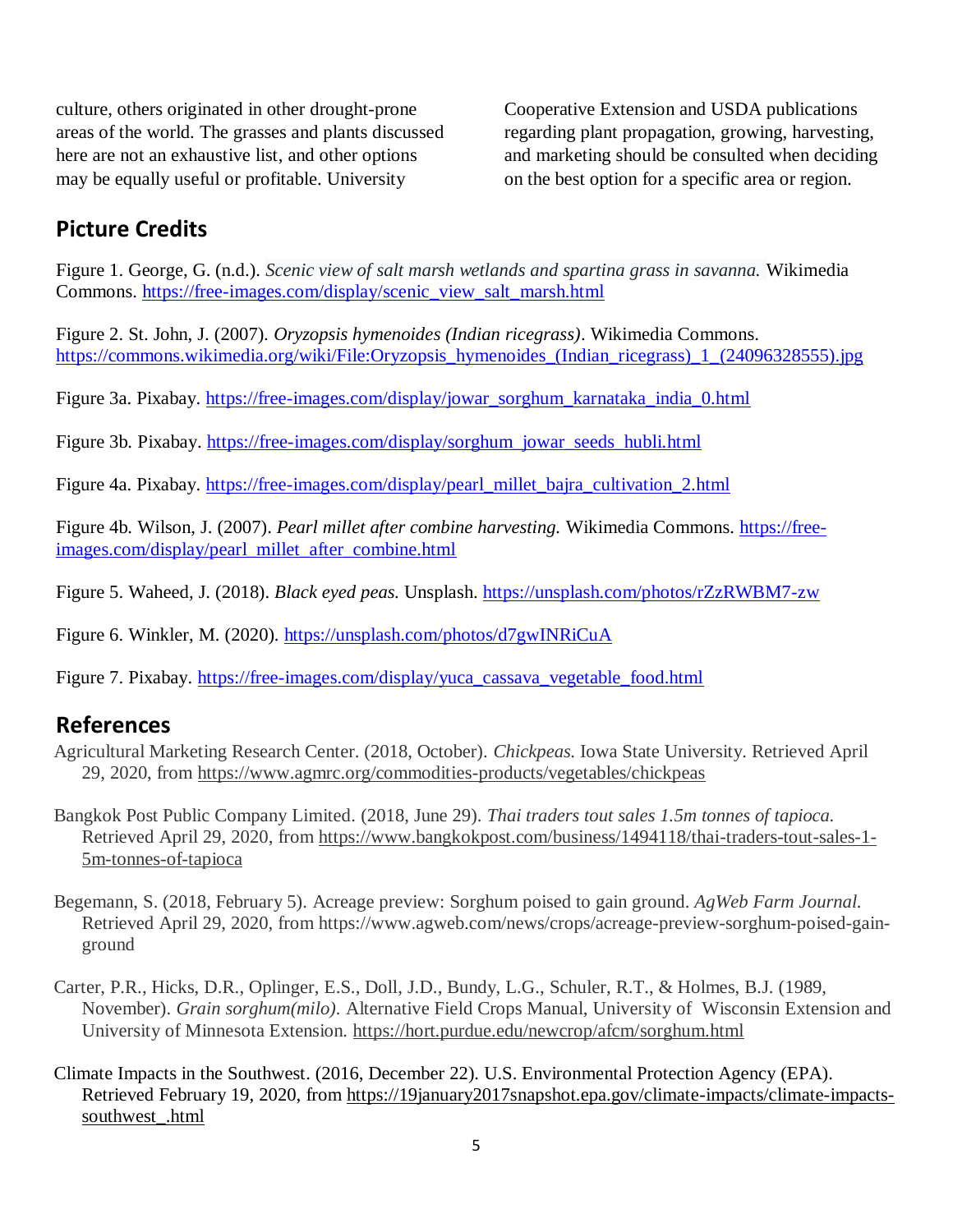culture, others originated in other drought-prone areas of the world. The grasses and plants discussed here are not an exhaustive list, and other options may be equally useful or profitable. University Cooperative Extension and USDA publications regarding plant propagation, growing, harvesting, and marketing should be consulted when deciding on the best option for a specific area or region.

## Picture Credits

Figure 1. George, G. (n.d.). *Scenic view of salt marsh wetlands and spartina grass in savanna.* Wikimedia Commons. https://free-images.com/display/scenic_view_salt_marsh.html

Figure 2. St. John, J. (2007). *Oryzopsis hymenoides (Indian ricegrass)*. Wikimedia Commons. https://commons.wikimedia.org/wiki/File:Oryzopsis_hymenoides_(Indian_ricegrass)_1_(24096328555).jpg

Figure 3a. Pixabay. https://free-images.com/display/jowar_sorghum_karnataka_india_0.html

Figure 3b. Pixabay. https://free-images.com/display/sorghum_jowar_seeds_hubli.html

Figure 4a. Pixabay. https://free-images.com/display/pearl_millet_bajra_cultivation_2.html

Figure 4b. Wilson, J. (2007). *Pearl millet after combine harvesting.* Wikimedia Commons. https://free-images.com/display/pearl_millet_after_combine.html

Figure 5. Waheed, J. (2018). *Black eyed peas.* Unsplash. https://unsplash.com/photos/rZzRWBM7-zw

Figure 6. Winkler, M. (2020). https://unsplash.com/photos/d7gwINRiCuA

Figure 7. Pixabay. https://free-images.com/display/yuca_cassava_vegetable_food.html

## References

Agricultural Marketing Research Center. (2018, October). *Chickpeas.* Iowa State University. Retrieved April 29, 2020, from https://www.agmrc.org/commodities-products/vegetables/chickpeas

Bangkok Post Public Company Limited. (2018, June 29). *Thai traders tout sales 1.5m tonnes of tapioca.* Retrieved April 29, 2020, from https://www.bangkokpost.com/business/1494118/thai-traders-tout-sales-1-5m-tonnes-of-tapioca

Begemann, S. (2018, February 5). Acreage preview: Sorghum poised to gain ground. *AgWeb Farm Journal.* Retrieved April 29, 2020, from https://www.agweb.com/news/crops/acreage-preview-sorghum-poised-gain-ground

Carter, P.R., Hicks, D.R., Oplinger, E.S., Doll, J.D., Bundy, L.G., Schuler, R.T., & Holmes, B.J. (1989, November). *Grain sorghum(milo).* Alternative Field Crops Manual, University of Wisconsin Extension and University of Minnesota Extension. https://hort.purdue.edu/newcrop/afcm/sorghum.html

Climate Impacts in the Southwest. (2016, December 22). U.S. Environmental Protection Agency (EPA). Retrieved February 19, 2020, from https://19january2017snapshot.epa.gov/climate-impacts/climate-impacts-southwest_.html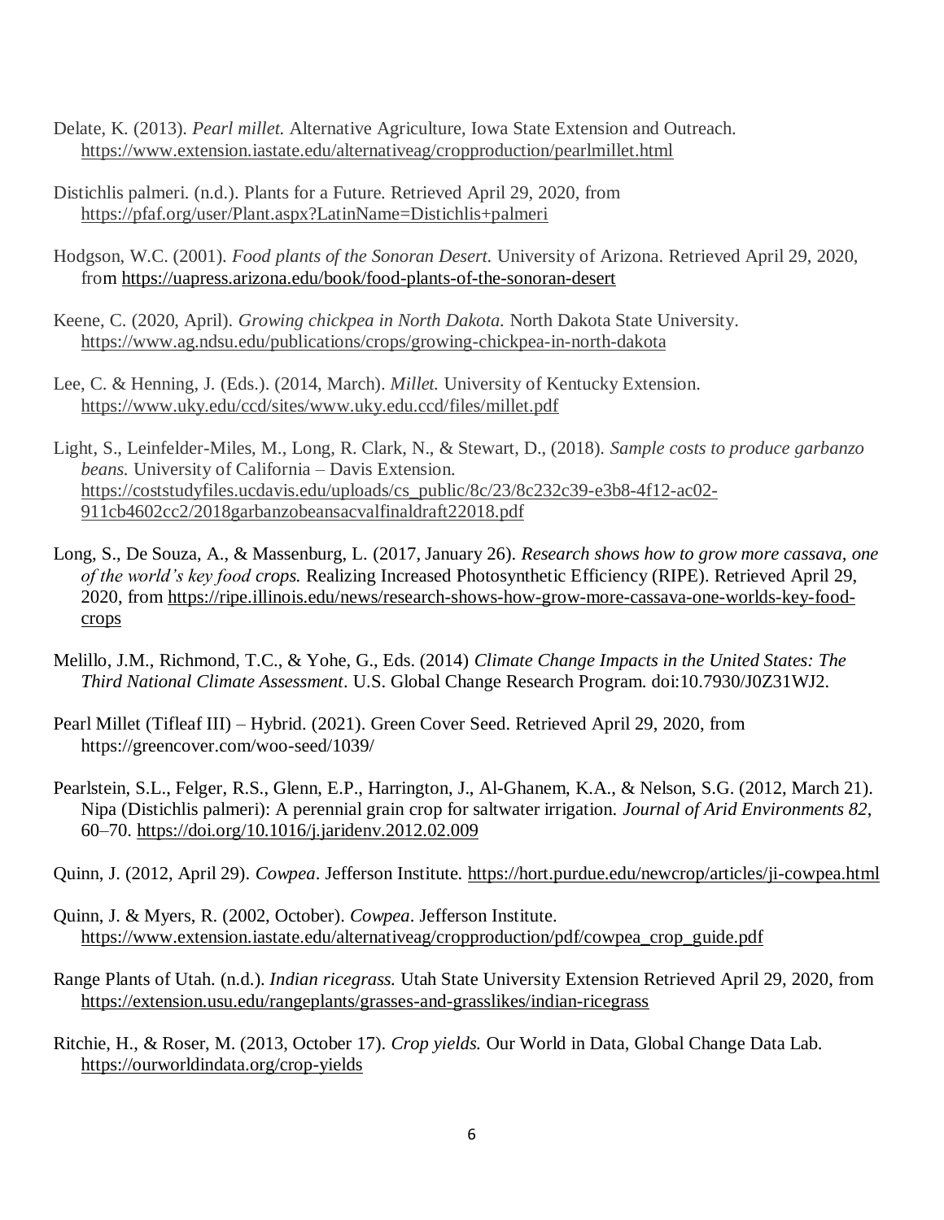Delate, K. (2013). *Pearl millet.* Alternative Agriculture, Iowa State Extension and Outreach. https://www.extension.iastate.edu/alternativeag/cropproduction/pearlmillet.html

Distichlis palmeri. (n.d.). Plants for a Future. Retrieved April 29, 2020, from https://pfaf.org/user/Plant.aspx?LatinName=Distichlis+palmeri

Hodgson, W.C. (2001). *Food plants of the Sonoran Desert.* University of Arizona. Retrieved April 29, 2020, from https://uapress.arizona.edu/book/food-plants-of-the-sonoran-desert

Keene, C. (2020, April). *Growing chickpea in North Dakota.* North Dakota State University. https://www.ag.ndsu.edu/publications/crops/growing-chickpea-in-north-dakota

Lee, C. & Henning, J. (Eds.). (2014, March). *Millet.* University of Kentucky Extension. https://www.uky.edu/ccd/sites/www.uky.edu.ccd/files/millet.pdf

Light, S., Leinfelder-Miles, M., Long, R. Clark, N., & Stewart, D., (2018). *Sample costs to produce garbanzo beans.* University of California – Davis Extension. https://coststudyfiles.ucdavis.edu/uploads/cs_public/8c/23/8c232c39-e3b8-4f12-ac02-911cb4602cc2/2018garbanzobeansacvalfinaldraft22018.pdf

Long, S., De Souza, A., & Massenburg, L. (2017, January 26). *Research shows how to grow more cassava, one of the world's key food crops.* Realizing Increased Photosynthetic Efficiency (RIPE). Retrieved April 29, 2020, from https://ripe.illinois.edu/news/research-shows-how-grow-more-cassava-one-worlds-key-food-crops

Melillo, J.M., Richmond, T.C., & Yohe, G., Eds. (2014) *Climate Change Impacts in the United States: The Third National Climate Assessment*. U.S. Global Change Research Program. doi:10.7930/J0Z31WJ2.

Pearl Millet (Tifleaf III) – Hybrid. (2021). Green Cover Seed. Retrieved April 29, 2020, from https://greencover.com/woo-seed/1039/

Pearlstein, S.L., Felger, R.S., Glenn, E.P., Harrington, J., Al-Ghanem, K.A., & Nelson, S.G. (2012, March 21). Nipa (Distichlis palmeri): A perennial grain crop for saltwater irrigation. *Journal of Arid Environments 82*, 60–70. https://doi.org/10.1016/j.jaridenv.2012.02.009

Quinn, J. (2012, April 29). *Cowpea*. Jefferson Institute. https://hort.purdue.edu/newcrop/articles/ji-cowpea.html

Quinn, J. & Myers, R. (2002, October). *Cowpea*. Jefferson Institute. https://www.extension.iastate.edu/alternativeag/cropproduction/pdf/cowpea_crop_guide.pdf

Range Plants of Utah. (n.d.). *Indian ricegrass.* Utah State University Extension Retrieved April 29, 2020, from https://extension.usu.edu/rangeplants/grasses-and-grasslikes/indian-ricegrass

Ritchie, H., & Roser, M. (2013, October 17). *Crop yields.* Our World in Data, Global Change Data Lab. https://ourworldindata.org/crop-yields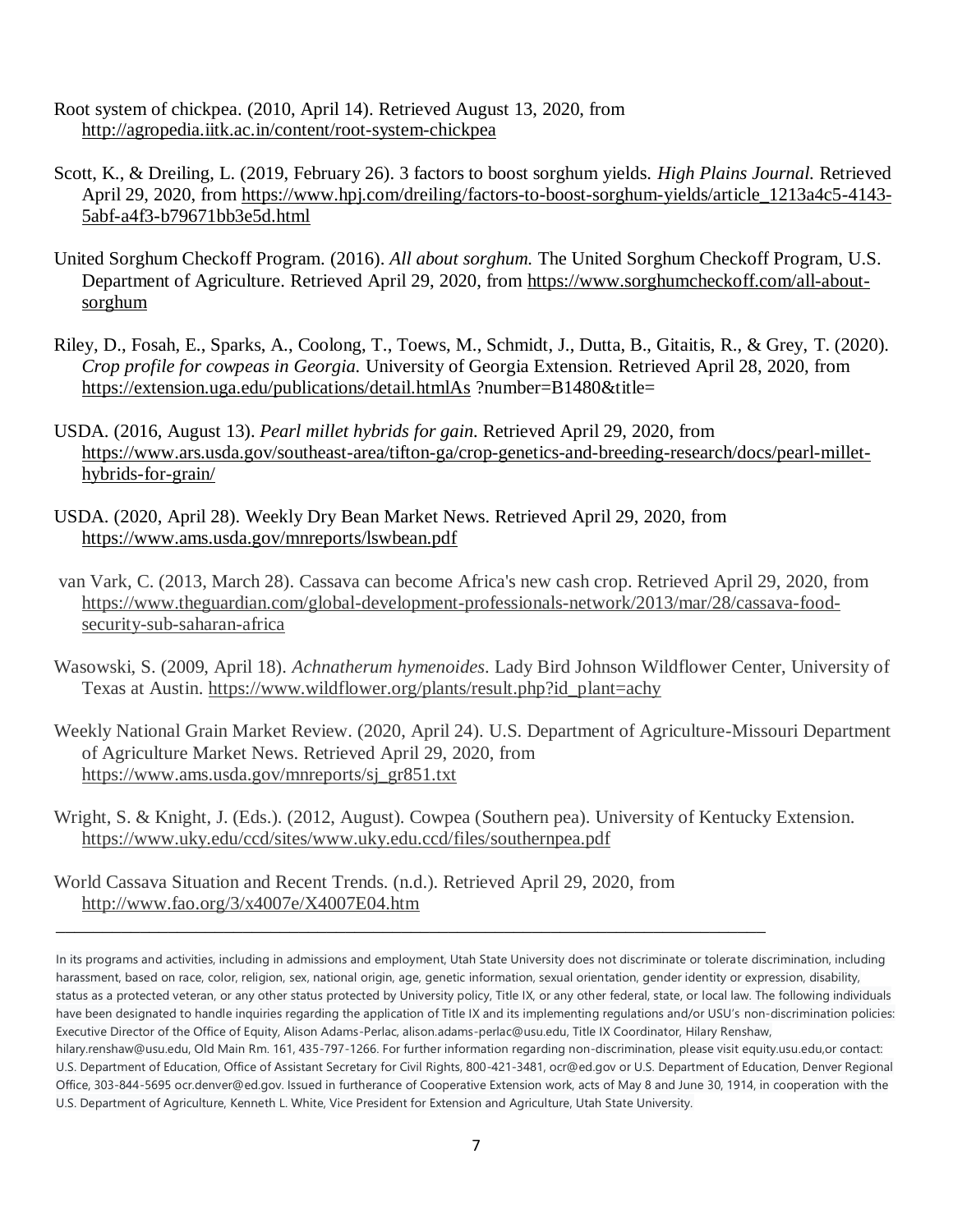Root system of chickpea. (2010, April 14). Retrieved August 13, 2020, from http://agropedia.iitk.ac.in/content/root-system-chickpea

Scott, K., & Dreiling, L. (2019, February 26). 3 factors to boost sorghum yields. *High Plains Journal.* Retrieved April 29, 2020, from https://www.hpj.com/dreiling/factors-to-boost-sorghum-yields/article_1213a4c5-4143-5abf-a4f3-b79671bb3e5d.html

United Sorghum Checkoff Program. (2016). *All about sorghum.* The United Sorghum Checkoff Program, U.S. Department of Agriculture. Retrieved April 29, 2020, from https://www.sorghumcheckoff.com/all-about-sorghum

Riley, D., Fosah, E., Sparks, A., Coolong, T., Toews, M., Schmidt, J., Dutta, B., Gitaitis, R., & Grey, T. (2020). *Crop profile for cowpeas in Georgia.* University of Georgia Extension. Retrieved April 28, 2020, from https://extension.uga.edu/publications/detail.htmlAs ?number=B1480&title=

USDA. (2016, August 13). *Pearl millet hybrids for gain.* Retrieved April 29, 2020, from https://www.ars.usda.gov/southeast-area/tifton-ga/crop-genetics-and-breeding-research/docs/pearl-millet-hybrids-for-grain/

USDA. (2020, April 28). Weekly Dry Bean Market News. Retrieved April 29, 2020, from https://www.ams.usda.gov/mnreports/lswbean.pdf

van Vark, C. (2013, March 28). Cassava can become Africa's new cash crop. Retrieved April 29, 2020, from https://www.theguardian.com/global-development-professionals-network/2013/mar/28/cassava-food-security-sub-saharan-africa

Wasowski, S. (2009, April 18). *Achnatherum hymenoides*. Lady Bird Johnson Wildflower Center, University of Texas at Austin. https://www.wildflower.org/plants/result.php?id_plant=achy

Weekly National Grain Market Review. (2020, April 24). U.S. Department of Agriculture-Missouri Department of Agriculture Market News. Retrieved April 29, 2020, from https://www.ams.usda.gov/mnreports/sj_gr851.txt

Wright, S. & Knight, J. (Eds.). (2012, August). Cowpea (Southern pea). University of Kentucky Extension. https://www.uky.edu/ccd/sites/www.uky.edu.ccd/files/southernpea.pdf

World Cassava Situation and Recent Trends. (n.d.). Retrieved April 29, 2020, from http://www.fao.org/3/x4007e/X4007E04.htm

---

In its programs and activities, including in admissions and employment, Utah State University does not discriminate or tolerate discrimination, including harassment, based on race, color, religion, sex, national origin, age, genetic information, sexual orientation, gender identity or expression, disability, status as a protected veteran, or any other status protected by University policy, Title IX, or any other federal, state, or local law. The following individuals have been designated to handle inquiries regarding the application of Title IX and its implementing regulations and/or USU's non-discrimination policies: Executive Director of the Office of Equity, Alison Adams-Perlac, alison.adams-perlac@usu.edu, Title IX Coordinator, Hilary Renshaw, hilary.renshaw@usu.edu, Old Main Rm. 161, 435-797-1266. For further information regarding non-discrimination, please visit equity.usu.edu,or contact: U.S. Department of Education, Office of Assistant Secretary for Civil Rights, 800-421-3481, ocr@ed.gov or U.S. Department of Education, Denver Regional Office, 303-844-5695 ocr.denver@ed.gov. Issued in furtherance of Cooperative Extension work, acts of May 8 and June 30, 1914, in cooperation with the U.S. Department of Agriculture, Kenneth L. White, Vice President for Extension and Agriculture, Utah State University.